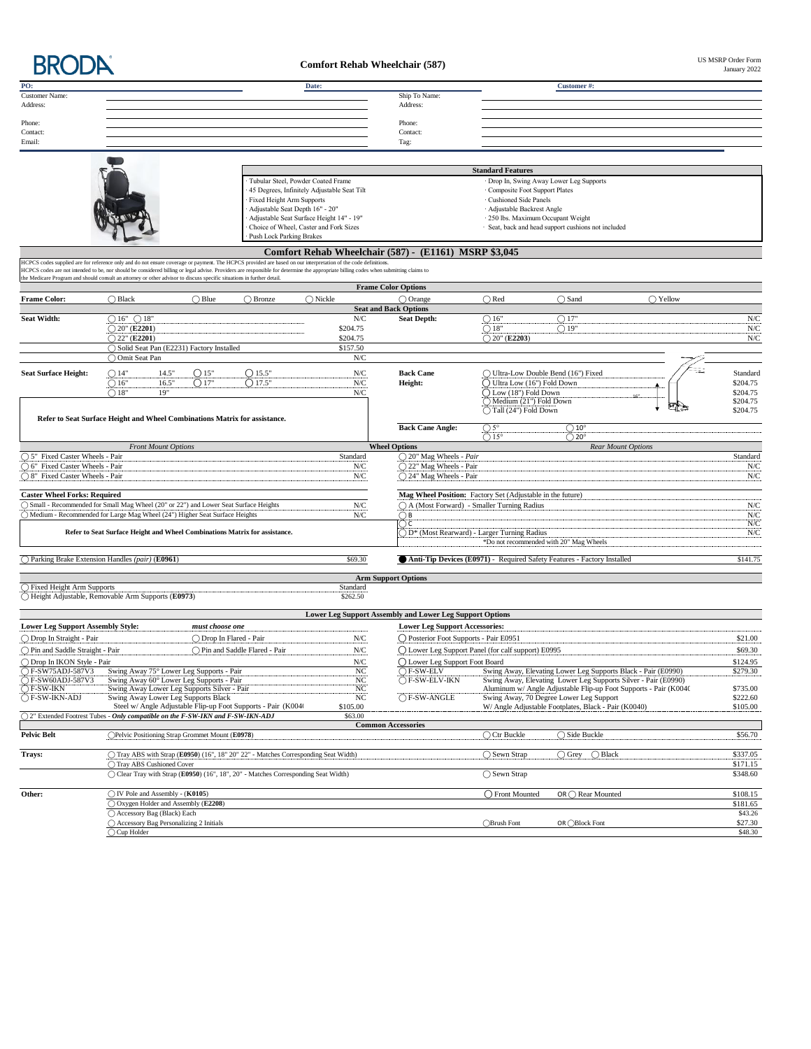BRODA

# Comfort Rehab Wheelchair (587)

US MSRP Order Form
January 2022

| PO: | | Date: | | Customer #: |
|---|---|---|---|---|
| Customer Name: | | | Ship To Name: | |
| Address: | | | Address: | |
| Phone: | | | Phone: | |
| Contact: | | | Contact: | |
| Email: | | | Tag: | |

## Standard Features

- Tubular Steel, Powder Coated Frame
- 45 Degrees, Infinitely Adjustable Seat Tilt
- Fixed Height Arm Supports
- Adjustable Seat Depth 16" - 20"
- Adjustable Seat Surface Height 14" - 19"
- Choice of Wheel, Caster and Fork Sizes
- Push Lock Parking Brakes
- Drop In, Swing Away Lower Leg Supports
- Composite Foot Support Plates
- Cushioned Side Panels
- Adjustable Backrest Angle
- 250 lbs. Maximum Occupant Weight
- Seat, back and head support cushions not included

## Comfort Rehab Wheelchair (587) - (E1161) MSRP $3,045

HCPCS codes supplied are for reference only and do not ensure coverage or payment. The HCPCS provided are based on our interpretation of the code definitions.
HCPCS codes are not intended to be, nor should be considered billing or legal advice. Providers are responsible for determine the appropriate billing codes when submitting claims to the Medicare Program and should consult an attorney or other advisor to discuss specific situations in further detail.

### Frame Color Options

**Frame Color:** ◯ Black ◯ Blue ◯ Bronze ◯ Nickle ◯ Orange ◯ Red ◯ Sand ◯ Yellow

### Seat and Back Options

| **Seat Width:** | | **Seat Depth:** | |
|---|---|---|---|
| ◯ 16" ◯ 18" | N/C | ◯ 16" ◯ 17" | N/C |
| ◯ 20" (**E2201**) | $204.75 | ◯ 18" ◯ 19" | N/C |
| ◯ 22" (**E2201**) | $204.75 | ◯ 20" (**E2203**) | N/C |
| ◯ Solid Seat Pan (E2231) Factory Installed | $157.50 | | |
| ◯ Omit Seat Pan | N/C | | |

| **Seat Surface Height:** | | |
|---|---|---|
| ◯ 14" 14.5" ◯ 15" ◯ 15.5" | N/C | |
| ◯ 16" 16.5" ◯ 17" ◯ 17.5" | N/C | |
| ◯ 18" 19" | N/C | |

| **Back Cane Height:** | |
|---|---|
| ◯ Ultra-Low Double Bend (16") Fixed | Standard |
| ◯ Ultra Low (16") Fold Down | $204.75 |
| ◯ Low (18") Fold Down | $204.75 |
| ◯ Medium (21") Fold Down | $204.75 |
| ◯ Tall (24") Fold Down | $204.75 |

**Back Cane Angle:** ◯ 5° ◯ 10° ◯ 15° ◯ 20°

**Refer to Seat Surface Height and Wheel Combinations Matrix for assistance.**

### Wheel Options

| *Front Mount Options* | | *Rear Mount Options* | |
|---|---|---|---|
| ◯ 5" Fixed Caster Wheels - Pair | Standard | ◯ 20" Mag Wheels - *Pair* | Standard |
| ◯ 6" Fixed Caster Wheels - Pair | N/C | ◯ 22" Mag Wheels - Pair | N/C |
| ◯ 8" Fixed Caster Wheels - Pair | N/C | ◯ 24" Mag Wheels - Pair | N/C |

**Caster Wheel Forks: Required**

| | |
|---|---|
| ◯ Small - Recommended for Small Mag Wheel (20" or 22") and Lower Seat Surface Heights | N/C |
| ◯ Medium - Recommended for Large Mag Wheel (24") Higher Seat Surface Heights | N/C |

**Refer to Seat Surface Height and Wheel Combinations Matrix for assistance.**

**Mag Wheel Position:** Factory Set (Adjustable in the future)

| | |
|---|---|
| ◯ A (Most Forward) - Smaller Turning Radius | N/C |
| ◯ B | N/C |
| ◯ C | N/C |
| ◯ D* (Most Rearward) - Larger Turning Radius | N/C |

*Do not recommended with 20" Mag Wheels

| | |
|---|---|
| ◯ Parking Brake Extension Handles *(pair)* (**E0961**) | $69.30 |
| ● **Anti-Tip Devices (E0971)** - Required Safety Features - Factory Installed | $141.75 |

### Arm Support Options

| | |
|---|---|
| ◯ Fixed Height Arm Supports | Standard |
| ◯ Height Adjustable, Removable Arm Supports (**E0973**) | $262.50 |

### Lower Leg Support Assembly and Lower Leg Support Options

**Lower Leg Support Assembly Style:** *must choose one*

| | |
|---|---|
| ◯ Drop In Straight - Pair ◯ Drop In Flared - Pair | N/C |
| ◯ Pin and Saddle Straight - Pair ◯ Pin and Saddle Flared - Pair | N/C |
| ◯ Drop In IKON Style - Pair | N/C |
| ◯ F-SW75ADJ-587V3 Swing Away 75° Lower Leg Supports - Pair | NC |
| ◯ F-SW60ADJ-587V3 Swing Away 60° Lower Leg Supports - Pair | NC |
| ◯ F-SW-IKN Swing Away Lower Leg Supports Silver - Pair | NC |
| ◯ F-SW-IKN-ADJ Swing Away Lower Leg Supports Black | NC |
| Steel w/ Angle Adjustable Flip-up Foot Supports - Pair (K0040) | $105.00 |
| ◯ 2" Extended Footrest Tubes - ***Only compatible on the F-SW-IKN and F-SW-IKN-ADJ*** | $63.00 |

**Lower Leg Support Accessories:**

| | |
|---|---|
| ◯ Posterior Foot Supports - Pair E0951 | $21.00 |
| ◯ Lower Leg Support Panel (for calf support) E0995 | $69.30 |
| ◯ Lower Leg Support Foot Board | $124.95 |
| ◯ F-SW-ELV Swing Away, Elevating Lower Leg Supports Black - Pair (E0990) | $279.30 |
| ◯ F-SW-ELV-IKN Swing Away, Elevating Lower Leg Supports Silver - Pair (E0990) Aluminum w/ Angle Adjustable Flip-up Foot Supports - Pair (K0040) | $735.00 |
| ◯ F-SW-ANGLE Swing Away, 70 Degree Lower Leg Support | $222.60 |
| W/ Angle Adjustable Footplates, Black - Pair (K0040) | $105.00 |

### Common Accessories

| | | | |
|---|---|---|---|
| **Pelvic Belt** | ◯Pelvic Positioning Strap Grommet Mount (**E0978**) | ◯ Ctr Buckle ◯ Side Buckle | $56.70 |
| **Trays:** | ◯ Tray ABS with Strap (**E0950**) (16", 18" 20" 22" - Matches Corresponding Seat Width) | ◯ Sewn Strap ◯ Grey ◯ Black | $337.05 |
| | ◯ Tray ABS Cushioned Cover | | $171.15 |
| | ◯ Clear Tray with Strap (**E0950**) (16", 18", 20" - Matches Corresponding Seat Width) | ◯ Sewn Strap | $348.60 |
| **Other:** | ◯ IV Pole and Assembly - (**K0105**) | ◯ Front Mounted OR ◯ Rear Mounted | $108.15 |
| | ◯ Oxygen Holder and Assembly (**E2208**) | | $181.65 |
| | ◯ Accessory Bag (Black) Each | | $43.26 |
| | ◯ Accessory Bag Personalizing 2 Initials | ◯Brush Font OR ◯Block Font | $27.30 |
| | ◯ Cup Holder | | $48.30 |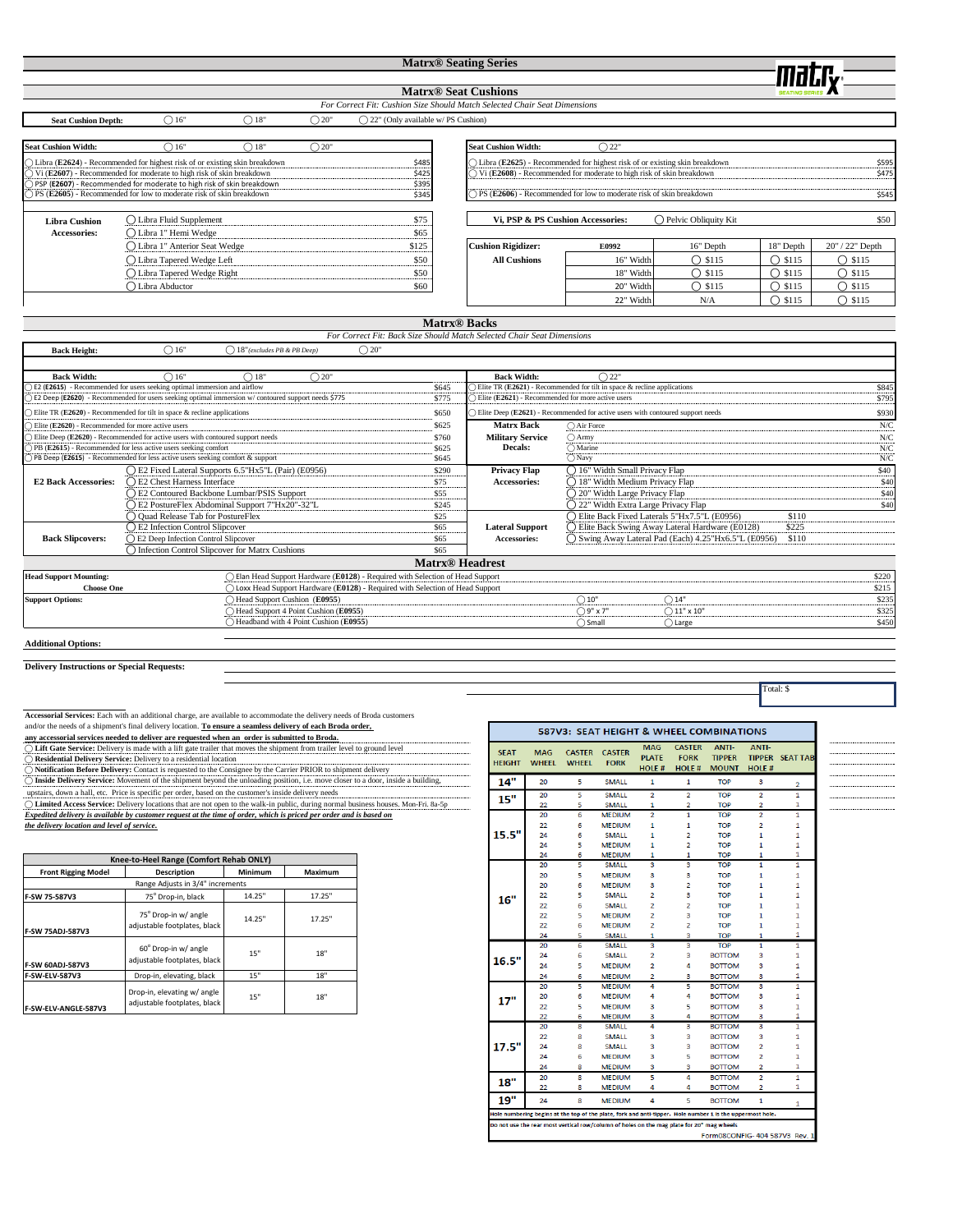# Matrx® Seating Series

## Matrx® Seat Cushions

*For Correct Fit: Cushion Size Should Match Selected Chair Seat Dimensions*

**Seat Cushion Depth:** ◯ 16" ◯ 18" ◯ 20" ◯ 22" (Only available w/ PS Cushion)

| Seat Cushion Width: ◯ 16" ◯ 18" ◯ 20" | |
|---|---|
| ◯ Libra (**E2624**) - Recommended for highest risk of or existing skin breakdown | $485 |
| ◯ Vi (**E2607**) - Recommended for moderate to high risk of skin breakdown | $425 |
| ◯ PSP (**E2607**) - Recommended for moderate to high risk of skin breakdown | $395 |
| ◯ PS (**E2605**) - Recommended for low to moderate risk of skin breakdown | $345 |

| Seat Cushion Width: ◯ 22" | |
|---|---|
| ◯ Libra (**E2625**) - Recommended for highest risk of or existing skin breakdown | $595 |
| ◯ Vi (**E2608**) - Recommended for moderate to high risk of skin breakdown | $475 |
| ◯ PS (**E2606**) - Recommended for low to moderate risk of skin breakdown | $545 |

| | | |
|---|---|---|
| **Libra Cushion Accessories:** | ◯ Libra Fluid Supplement | $75 |
| | ◯ Libra 1" Hemi Wedge | $65 |
| | ◯ Libra 1" Anterior Seat Wedge | $125 |
| | ◯ Libra Tapered Wedge Left | $50 |
| | ◯ Libra Tapered Wedge Right | $50 |
| | ◯ Libra Abductor | $60 |

| | | |
|---|---|---|
| **Vi, PSP & PS Cushion Accessories:** | ◯ Pelvic Obliquity Kit | $50 |

| **Cushion Rigidizer:** | E0992 | 16" Depth | 18" Depth | 20" / 22" Depth |
|---|---|---|---|---|
| **All Cushions** | 16" Width | ◯ $115 | ◯ $115 | ◯ $115 |
| | 18" Width | ◯ $115 | ◯ $115 | ◯ $115 |
| | 20" Width | ◯ $115 | ◯ $115 | ◯ $115 |
| | 22" Width | N/A | ◯ $115 | ◯ $115 |

## Matrx® Backs

*For Correct Fit: Back Size Should Match Selected Chair Seat Dimensions*

**Back Height:** ◯ 16" ◯ 18" *(excludes PB & PB Deep)* ◯ 20"

| Back Width: ◯ 16" ◯ 18" ◯ 20" | |
|---|---|
| ◯ E2 (**E2615**) - Recommended for users seeking optimal immersion and airflow | $645 |
| ◯ E2 Deep (**E2620**) - Recommended for users seeking optimal immersion w/ contoured support needs $775 | $775 |
| ◯ Elite TR (**E2620**) - Recommended for tilt in space & recline applications | $650 |
| ◯ Elite (**E2620**) - Recommended for more active users | $625 |
| ◯ Elite Deep (**E2620**) - Recommended for active users with contoured support needs | $760 |
| ◯ PB (**E2615**) - Recommended for less active users seeking comfort | $625 |
| ◯ PB Deep (**E2615**) - Recommended for less active users seeking comfort & support | $645 |

| Back Width: ◯ 22" | |
|---|---|
| ◯ Elite TR (**E2621**) - Recommended for tilt in space & recline applications | $845 |
| ◯ Elite (**E2621**) - Recommended for more active users | $795 |
| ◯ Elite Deep (**E2621**) - Recommended for active users with contoured support needs | $930 |

| | | |
|---|---|---|
| **E2 Back Accessories:** | ◯ E2 Fixed Lateral Supports 6.5"Hx5"L (Pair) (E0956) | $290 |
| | ◯ E2 Chest Harness Interface | $75 |
| | ◯ E2 Contoured Backbone Lumbar/PSIS Support | $55 |
| | ◯ E2 PostureFlex Abdominal Support 7"Hx20"-32"L | $245 |
| | ◯ Quad Release Tab for PostureFlex | $25 |
| **Back Slipcovers:** | ◯ E2 Infection Control Slipcover | $65 |
| | ◯ E2 Deep Infection Control Slipcover | $65 |
| | ◯ Infection Control Slipcover for Matrx Cushions | $65 |

| | | |
|---|---|---|
| **Matrx Back Military Service Decals:** | ◯ Air Force | N/C |
| | ◯ Army | N/C |
| | ◯ Marine | N/C |
| | ◯ Navy | N/C |
| **Privacy Flap Accessories:** | ◯ 16" Width Small Privacy Flap | $40 |
| | ◯ 18" Width Medium Privacy Flap | $40 |
| | ◯ 20" Width Large Privacy Flap | $40 |
| | ◯ 22" Width Extra Large Privacy Flap | $40 |
| **Lateral Support Accessories:** | ◯ Elite Back Fixed Laterals 5"Hx7.5"L (E0956) | $110 |
| | ◯ Elite Back Swing Away Lateral Hardware (E0128) | $225 |
| | ◯ Swing Away Lateral Pad (Each) 4.25"Hx6.5"L (E0956) | $110 |

## Matrx® Headrest

| | | | | |
|---|---|---|---|---|
| **Head Support Mounting: Choose One** | ◯ Elan Head Support Hardware (**E0128**) - Required with Selection of Head Support | | | $220 |
| | ◯ Loxx Head Support Hardware (**E0128**) - Required with Selection of Head Support | | | $215 |
| **Support Options:** | ◯ Head Support Cushion (**E0955**) | ◯ 10" | ◯ 14" | $235 |
| | ◯ Head Support 4 Point Cushion (**E0955**) | ◯ 9" x 7" | ◯ 11" x 10" | $325 |
| | ◯ Headband with 4 Point Cushion (**E0955**) | ◯ Small | ◯ Large | $450 |

**Additional Options:**

**Delivery Instructions or Special Requests:**

Total: $

**Accessorial Services:** Each with an additional charge, are available to accommodate the delivery needs of Broda customers and/or the needs of a shipment's final delivery location. **To ensure a seamless delivery of each Broda order, any accessorial services needed to deliver are requested when an order is submitted to Broda.**

◯ **Lift Gate Service:** Delivery is made with a lift gate trailer that moves the shipment from trailer level to ground level

◯ **Residential Delivery Service:** Delivery to a residential location

◯ **Notification Before Delivery:** Contact is requested to the Consignee by the Carrier PRIOR to shipment delivery

◯ **Inside Delivery Service:** Movement of the shipment beyond the unloading position, i.e. move closer to a door, inside a building, upstairs, down a hall, etc. Price is specific per order, based on the customer's inside delivery needs

◯ **Limited Access Service:** Delivery locations that are not open to the walk-in public, during normal business houses. Mon-Fri. 8a-5p

***Expedited delivery is available by customer request at the time of order, which is priced per order and is based on the delivery location and level of service.***

| Knee-to-Heel Range (Comfort Rehab ONLY) | | | |
|---|---|---|---|
| **Front Rigging Model** | **Description** | **Minimum** | **Maximum** |
| | Range Adjusts in 3/4" increments | | |
| F-SW 75-587V3 | 75° Drop-in, black | 14.25" | 17.25" |
| F-SW 75ADJ-587V3 | 75° Drop-in w/ angle adjustable footplates, black | 14.25" | 17.25" |
| F-SW 60ADJ-587V3 | 60° Drop-in w/ angle adjustable footplates, black | 15" | 18" |
| F-SW-ELV-587V3 | Drop-in, elevating, black | 15" | 18" |
| F-SW-ELV-ANGLE-587V3 | Drop-in, elevating w/ angle adjustable footplates, black | 15" | 18" |

| 587V3: SEAT HEIGHT & WHEEL COMBINATIONS | | | | | | | | |
|---|---|---|---|---|---|---|---|---|
| **SEAT HEIGHT** | **MAG WHEEL** | **CASTER WHEEL** | **CASTER FORK** | **MAG PLATE HOLE #** | **CASTER FORK HOLE #** | **ANTI-TIPPER MOUNT** | **ANTI-TIPPER HOLE #** | **SEAT TAB** |
| 14" | 20 | 5 | SMALL | 1 | 1 | TOP | 3 | 2 |
| 15" | 20 | 5 | SMALL | 2 | 2 | TOP | 2 | 1 |
| | 22 | 5 | SMALL | 1 | 2 | TOP | 2 | 1 |
| 15.5" | 20 | 6 | MEDIUM | 2 | 1 | TOP | 2 | 1 |
| | 22 | 6 | MEDIUM | 1 | 1 | TOP | 2 | 1 |
| | 24 | 6 | SMALL | 1 | 2 | TOP | 1 | 1 |
| | 24 | 5 | MEDIUM | 1 | 2 | TOP | 1 | 1 |
| | 24 | 6 | MEDIUM | 1 | 1 | TOP | 1 | 1 |
| 16" | 20 | 5 | SMALL | 3 | 3 | TOP | 1 | 1 |
| | 20 | 5 | MEDIUM | 3 | 3 | TOP | 1 | 1 |
| | 20 | 6 | MEDIUM | 3 | 2 | TOP | 1 | 1 |
| | 22 | 5 | SMALL | 2 | 3 | TOP | 1 | 1 |
| | 22 | 6 | SMALL | 2 | 2 | TOP | 1 | 1 |
| | 22 | 5 | MEDIUM | 2 | 3 | TOP | 1 | 1 |
| | 22 | 6 | MEDIUM | 2 | 2 | TOP | 1 | 1 |
| | 24 | 5 | SMALL | 1 | 3 | TOP | 1 | 1 |
| 16.5" | 20 | 6 | SMALL | 3 | 3 | TOP | 1 | 1 |
| | 24 | 6 | SMALL | 2 | 3 | BOTTOM | 3 | 1 |
| | 24 | 5 | MEDIUM | 2 | 4 | BOTTOM | 3 | 1 |
| | 24 | 6 | MEDIUM | 2 | 3 | BOTTOM | 3 | 1 |
| 17" | 20 | 5 | MEDIUM | 4 | 5 | BOTTOM | 3 | 1 |
| | 20 | 6 | MEDIUM | 4 | 4 | BOTTOM | 3 | 1 |
| | 22 | 5 | MEDIUM | 3 | 5 | BOTTOM | 3 | 1 |
| | 22 | 6 | MEDIUM | 3 | 4 | BOTTOM | 3 | 1 |
| 17.5" | 20 | 8 | SMALL | 4 | 3 | BOTTOM | 3 | 1 |
| | 22 | 8 | SMALL | 3 | 3 | BOTTOM | 3 | 1 |
| | 24 | 8 | SMALL | 3 | 3 | BOTTOM | 2 | 1 |
| | 24 | 6 | MEDIUM | 3 | 5 | BOTTOM | 2 | 1 |
| | 24 | 8 | MEDIUM | 3 | 3 | BOTTOM | 2 | 1 |
| 18" | 20 | 8 | MEDIUM | 5 | 4 | BOTTOM | 2 | 1 |
| | 22 | 8 | MEDIUM | 4 | 4 | BOTTOM | 2 | 1 |
| 19" | 24 | 8 | MEDIUM | 4 | 5 | BOTTOM | 1 | 1 |

Hole numbering begins at the top of the plate, fork and anti-tipper. Hole number 1 is the uppermost hole.

Do not use the rear most vertical row/column of holes on the mag plate for 20" mag wheels

Form08CONFIG- 404 587V3 Rev. 1